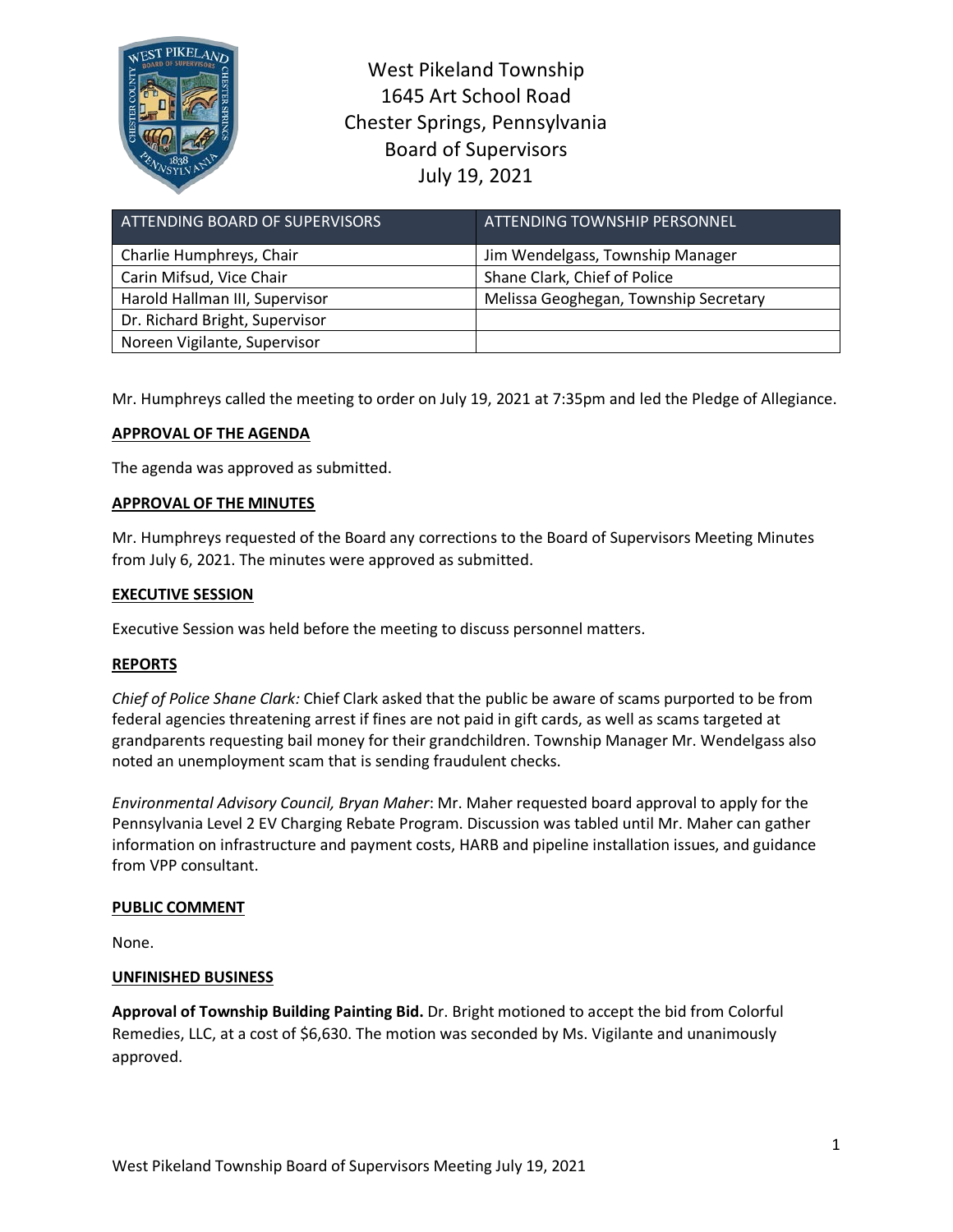West Pikeland Township
1645 Art School Road
Chester Springs, Pennsylvania
Board of Supervisors
July 19, 2021

| ATTENDING BOARD OF SUPERVISORS | ATTENDING TOWNSHIP PERSONNEL |
|---|---|
| Charlie Humphreys, Chair | Jim Wendelgass, Township Manager |
| Carin Mifsud, Vice Chair | Shane Clark, Chief of Police |
| Harold Hallman III, Supervisor | Melissa Geoghegan, Township Secretary |
| Dr. Richard Bright, Supervisor | |
| Noreen Vigilante, Supervisor | |

Mr. Humphreys called the meeting to order on July 19, 2021 at 7:35pm and led the Pledge of Allegiance.

**APPROVAL OF THE AGENDA**

The agenda was approved as submitted.

**APPROVAL OF THE MINUTES**

Mr. Humphreys requested of the Board any corrections to the Board of Supervisors Meeting Minutes from July 6, 2021. The minutes were approved as submitted.

**EXECUTIVE SESSION**

Executive Session was held before the meeting to discuss personnel matters.

**REPORTS**

*Chief of Police Shane Clark:* Chief Clark asked that the public be aware of scams purported to be from federal agencies threatening arrest if fines are not paid in gift cards, as well as scams targeted at grandparents requesting bail money for their grandchildren. Township Manager Mr. Wendelgass also noted an unemployment scam that is sending fraudulent checks.

*Environmental Advisory Council, Bryan Maher*: Mr. Maher requested board approval to apply for the Pennsylvania Level 2 EV Charging Rebate Program. Discussion was tabled until Mr. Maher can gather information on infrastructure and payment costs, HARB and pipeline installation issues, and guidance from VPP consultant.

**PUBLIC COMMENT**

None.

**UNFINISHED BUSINESS**

**Approval of Township Building Painting Bid.** Dr. Bright motioned to accept the bid from Colorful Remedies, LLC, at a cost of $6,630. The motion was seconded by Ms. Vigilante and unanimously approved.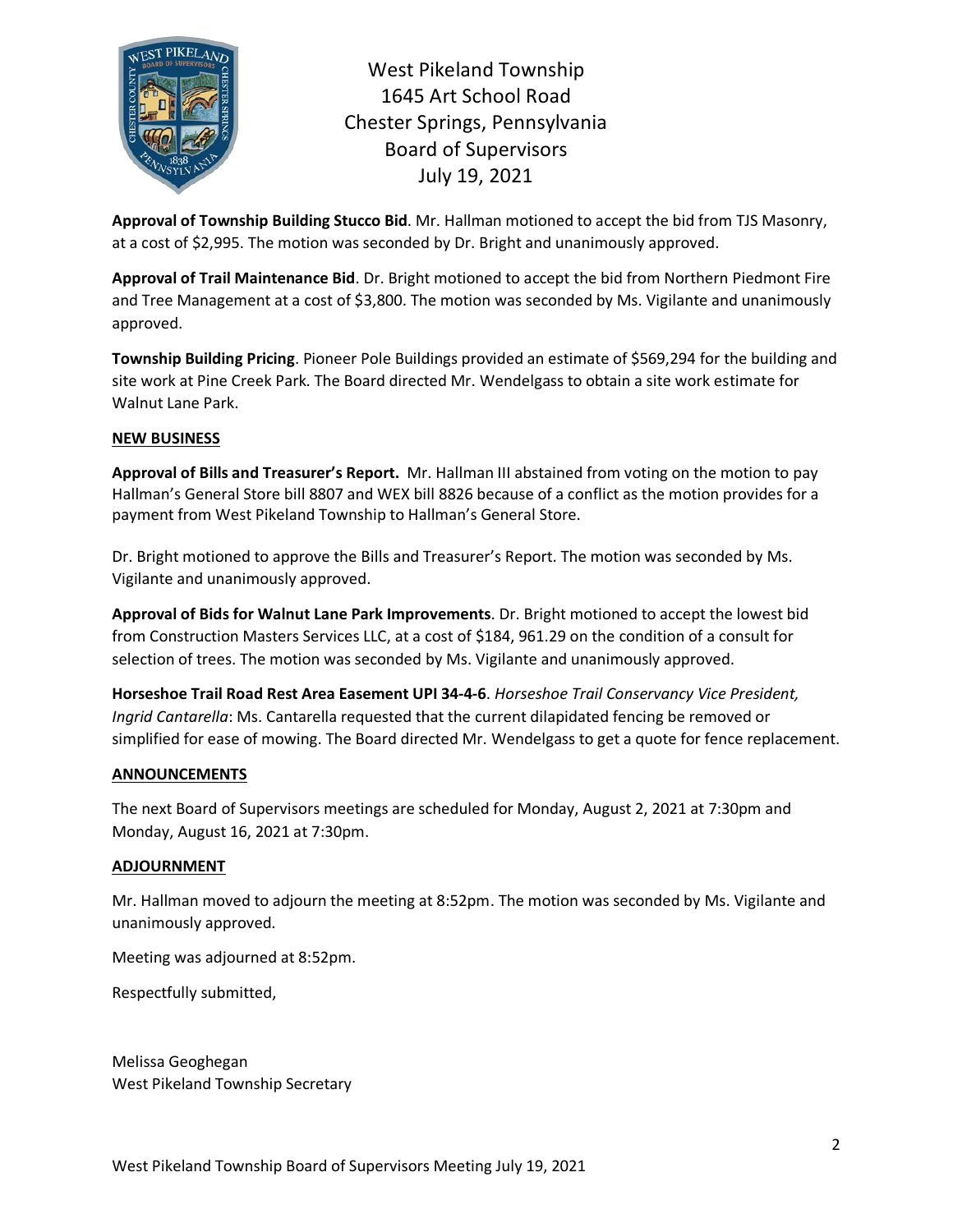West Pikeland Township
1645 Art School Road
Chester Springs, Pennsylvania
Board of Supervisors
July 19, 2021

**Approval of Township Building Stucco Bid**. Mr. Hallman motioned to accept the bid from TJS Masonry, at a cost of $2,995. The motion was seconded by Dr. Bright and unanimously approved.

**Approval of Trail Maintenance Bid**. Dr. Bright motioned to accept the bid from Northern Piedmont Fire and Tree Management at a cost of $3,800. The motion was seconded by Ms. Vigilante and unanimously approved.

**Township Building Pricing**. Pioneer Pole Buildings provided an estimate of $569,294 for the building and site work at Pine Creek Park. The Board directed Mr. Wendelgass to obtain a site work estimate for Walnut Lane Park.

**NEW BUSINESS**

**Approval of Bills and Treasurer's Report.** Mr. Hallman III abstained from voting on the motion to pay Hallman's General Store bill 8807 and WEX bill 8826 because of a conflict as the motion provides for a payment from West Pikeland Township to Hallman's General Store.

Dr. Bright motioned to approve the Bills and Treasurer's Report. The motion was seconded by Ms. Vigilante and unanimously approved.

**Approval of Bids for Walnut Lane Park Improvements**. Dr. Bright motioned to accept the lowest bid from Construction Masters Services LLC, at a cost of $184, 961.29 on the condition of a consult for selection of trees. The motion was seconded by Ms. Vigilante and unanimously approved.

**Horseshoe Trail Road Rest Area Easement UPI 34-4-6**. *Horseshoe Trail Conservancy Vice President, Ingrid Cantarella*: Ms. Cantarella requested that the current dilapidated fencing be removed or simplified for ease of mowing. The Board directed Mr. Wendelgass to get a quote for fence replacement.

**ANNOUNCEMENTS**

The next Board of Supervisors meetings are scheduled for Monday, August 2, 2021 at 7:30pm and Monday, August 16, 2021 at 7:30pm.

**ADJOURNMENT**

Mr. Hallman moved to adjourn the meeting at 8:52pm. The motion was seconded by Ms. Vigilante and unanimously approved.

Meeting was adjourned at 8:52pm.

Respectfully submitted,

Melissa Geoghegan
West Pikeland Township Secretary